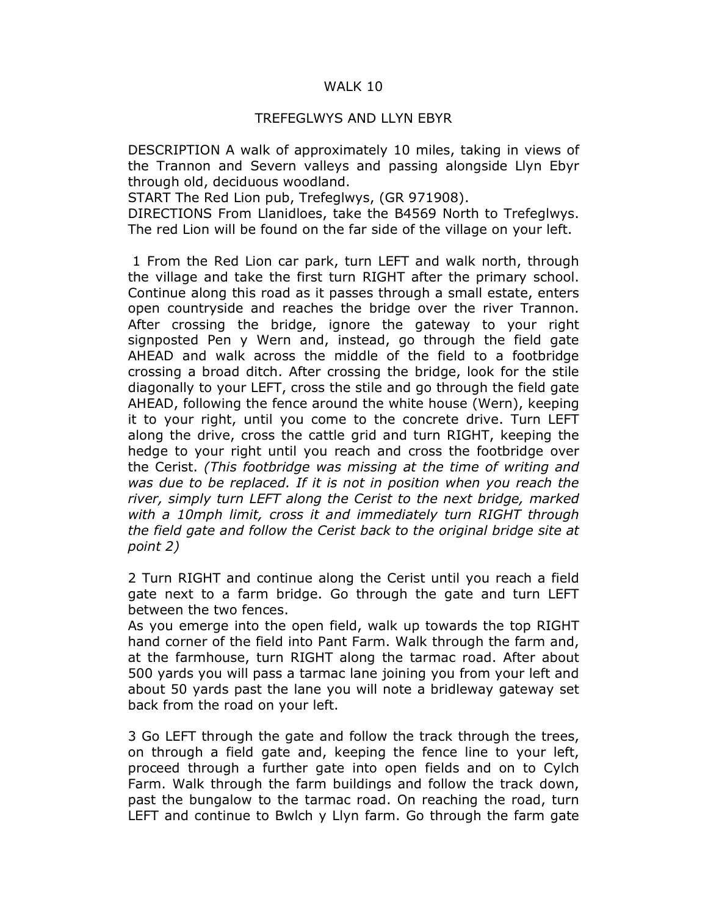# WALK 10

## TREFEGLWYS AND LLYN EBYR

DESCRIPTION A walk of approximately 10 miles, taking in views of the Trannon and Severn valleys and passing alongside Llyn Ebyr through old, deciduous woodland.

START The Red Lion pub, Trefeglwys, (GR 971908).

DIRECTIONS From Llanidloes, take the B4569 North to Trefeglwys. The red Lion will be found on the far side of the village on your left.

1 From the Red Lion car park, turn LEFT and walk north, through the village and take the first turn RIGHT after the primary school. Continue along this road as it passes through a small estate, enters open countryside and reaches the bridge over the river Trannon. After crossing the bridge, ignore the gateway to your right signposted Pen y Wern and, instead, go through the field gate AHEAD and walk across the middle of the field to a footbridge crossing a broad ditch. After crossing the bridge, look for the stile diagonally to your LEFT, cross the stile and go through the field gate AHEAD, following the fence around the white house (Wern), keeping it to your right, until you come to the concrete drive. Turn LEFT along the drive, cross the cattle grid and turn RIGHT, keeping the hedge to your right until you reach and cross the footbridge over the Cerist. *(This footbridge was missing at the time of writing and was due to be replaced. If it is not in position when you reach the river, simply turn LEFT along the Cerist to the next bridge, marked with a 10mph limit, cross it and immediately turn RIGHT through the field gate and follow the Cerist back to the original bridge site at point 2)*

2 Turn RIGHT and continue along the Cerist until you reach a field gate next to a farm bridge. Go through the gate and turn LEFT between the two fences.
As you emerge into the open field, walk up towards the top RIGHT hand corner of the field into Pant Farm. Walk through the farm and, at the farmhouse, turn RIGHT along the tarmac road. After about 500 yards you will pass a tarmac lane joining you from your left and about 50 yards past the lane you will note a bridleway gateway set back from the road on your left.

3 Go LEFT through the gate and follow the track through the trees, on through a field gate and, keeping the fence line to your left, proceed through a further gate into open fields and on to Cylch Farm. Walk through the farm buildings and follow the track down, past the bungalow to the tarmac road. On reaching the road, turn LEFT and continue to Bwlch y Llyn farm. Go through the farm gate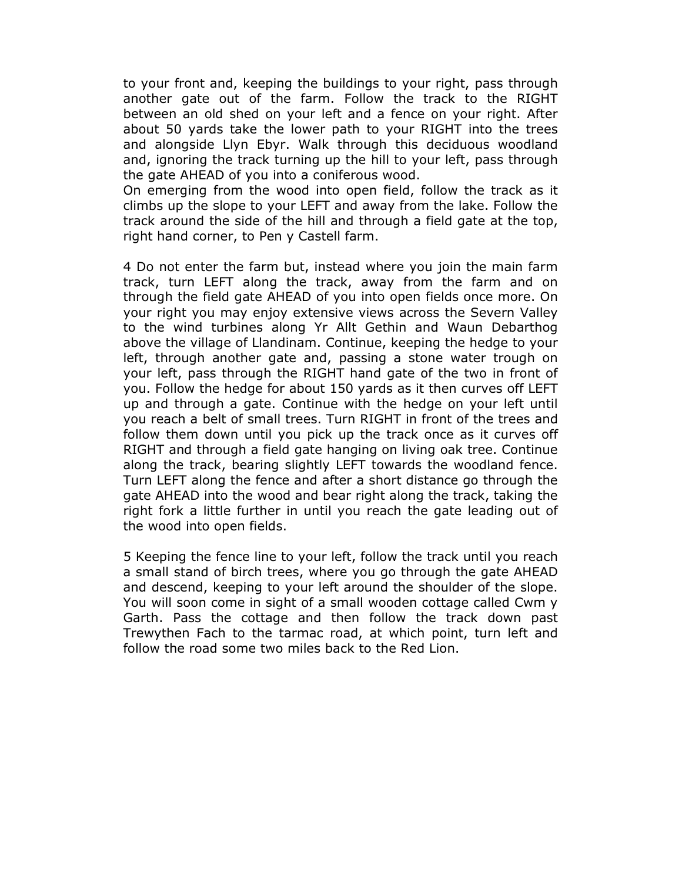to your front and, keeping the buildings to your right, pass through another gate out of the farm. Follow the track to the RIGHT between an old shed on your left and a fence on your right. After about 50 yards take the lower path to your RIGHT into the trees and alongside Llyn Ebyr. Walk through this deciduous woodland and, ignoring the track turning up the hill to your left, pass through the gate AHEAD of you into a coniferous wood.
On emerging from the wood into open field, follow the track as it climbs up the slope to your LEFT and away from the lake. Follow the track around the side of the hill and through a field gate at the top, right hand corner, to Pen y Castell farm.

4 Do not enter the farm but, instead where you join the main farm track, turn LEFT along the track, away from the farm and on through the field gate AHEAD of you into open fields once more. On your right you may enjoy extensive views across the Severn Valley to the wind turbines along Yr Allt Gethin and Waun Debarthog above the village of Llandinam. Continue, keeping the hedge to your left, through another gate and, passing a stone water trough on your left, pass through the RIGHT hand gate of the two in front of you. Follow the hedge for about 150 yards as it then curves off LEFT up and through a gate. Continue with the hedge on your left until you reach a belt of small trees. Turn RIGHT in front of the trees and follow them down until you pick up the track once as it curves off RIGHT and through a field gate hanging on living oak tree. Continue along the track, bearing slightly LEFT towards the woodland fence. Turn LEFT along the fence and after a short distance go through the gate AHEAD into the wood and bear right along the track, taking the right fork a little further in until you reach the gate leading out of the wood into open fields.

5 Keeping the fence line to your left, follow the track until you reach a small stand of birch trees, where you go through the gate AHEAD and descend, keeping to your left around the shoulder of the slope. You will soon come in sight of a small wooden cottage called Cwm y Garth. Pass the cottage and then follow the track down past Trewythen Fach to the tarmac road, at which point, turn left and follow the road some two miles back to the Red Lion.